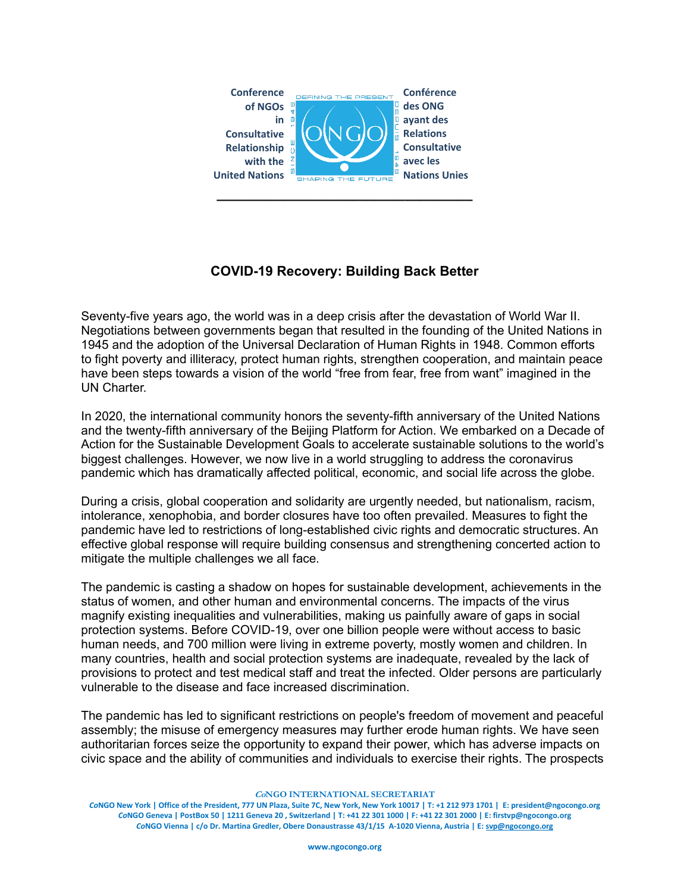Conference of NGOs in Consultative Relationship with the United Nations

Conférence des ONG ayant des Relations Consultative avec les Nations Unies

# COVID-19 Recovery: Building Back Better

Seventy-five years ago, the world was in a deep crisis after the devastation of World War II. Negotiations between governments began that resulted in the founding of the United Nations in 1945 and the adoption of the Universal Declaration of Human Rights in 1948. Common efforts to fight poverty and illiteracy, protect human rights, strengthen cooperation, and maintain peace have been steps towards a vision of the world "free from fear, free from want" imagined in the UN Charter.

In 2020, the international community honors the seventy-fifth anniversary of the United Nations and the twenty-fifth anniversary of the Beijing Platform for Action. We embarked on a Decade of Action for the Sustainable Development Goals to accelerate sustainable solutions to the world's biggest challenges. However, we now live in a world struggling to address the coronavirus pandemic which has dramatically affected political, economic, and social life across the globe.

During a crisis, global cooperation and solidarity are urgently needed, but nationalism, racism, intolerance, xenophobia, and border closures have too often prevailed. Measures to fight the pandemic have led to restrictions of long-established civic rights and democratic structures. An effective global response will require building consensus and strengthening concerted action to mitigate the multiple challenges we all face.

The pandemic is casting a shadow on hopes for sustainable development, achievements in the status of women, and other human and environmental concerns. The impacts of the virus magnify existing inequalities and vulnerabilities, making us painfully aware of gaps in social protection systems. Before COVID-19, over one billion people were without access to basic human needs, and 700 million were living in extreme poverty, mostly women and children. In many countries, health and social protection systems are inadequate, revealed by the lack of provisions to protect and test medical staff and treat the infected. Older persons are particularly vulnerable to the disease and face increased discrimination.

The pandemic has led to significant restrictions on people's freedom of movement and peaceful assembly; the misuse of emergency measures may further erode human rights. We have seen authoritarian forces seize the opportunity to expand their power, which has adverse impacts on civic space and the ability of communities and individuals to exercise their rights. The prospects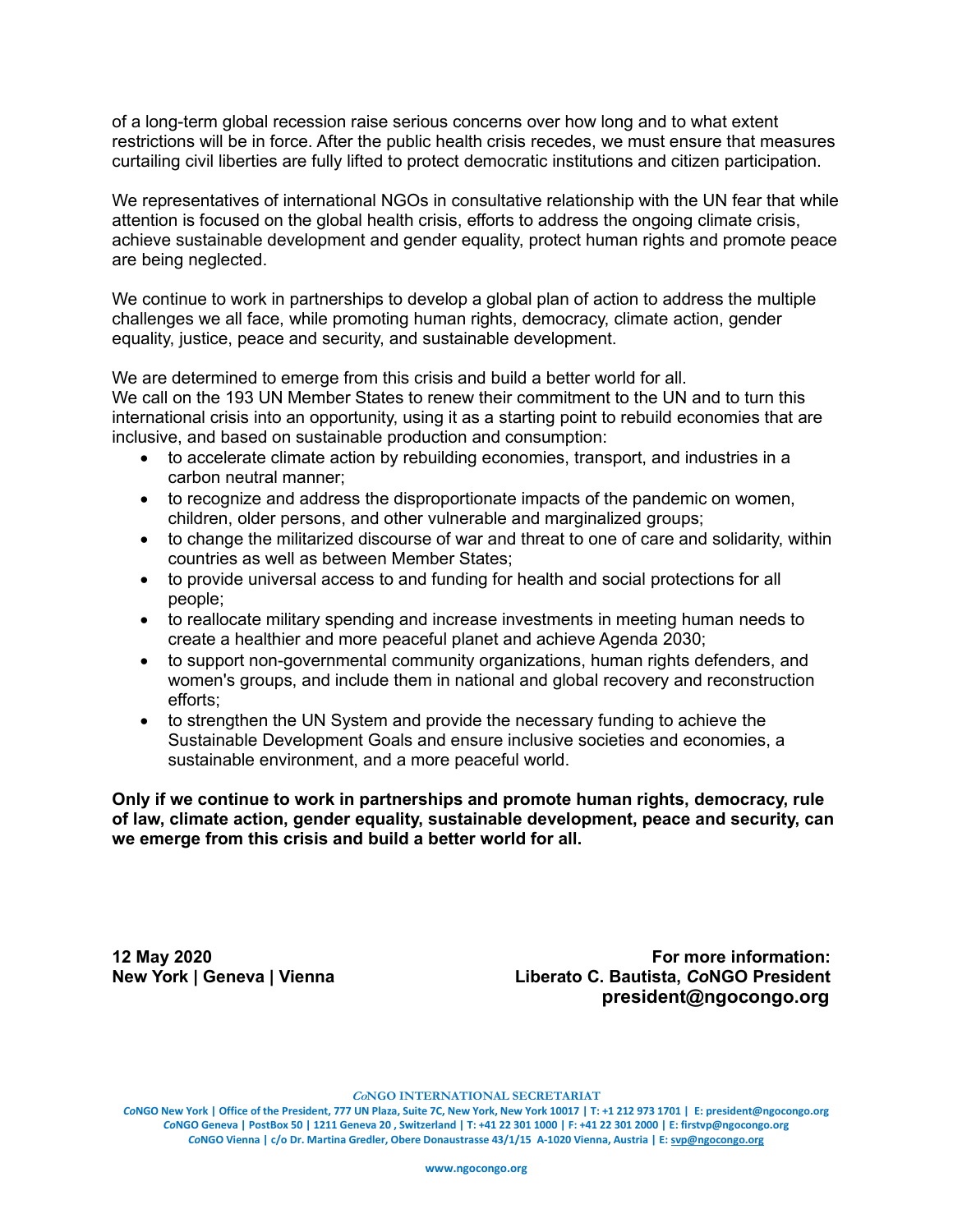of a long-term global recession raise serious concerns over how long and to what extent restrictions will be in force. After the public health crisis recedes, we must ensure that measures curtailing civil liberties are fully lifted to protect democratic institutions and citizen participation.

We representatives of international NGOs in consultative relationship with the UN fear that while attention is focused on the global health crisis, efforts to address the ongoing climate crisis, achieve sustainable development and gender equality, protect human rights and promote peace are being neglected.

We continue to work in partnerships to develop a global plan of action to address the multiple challenges we all face, while promoting human rights, democracy, climate action, gender equality, justice, peace and security, and sustainable development.

We are determined to emerge from this crisis and build a better world for all.
We call on the 193 UN Member States to renew their commitment to the UN and to turn this international crisis into an opportunity, using it as a starting point to rebuild economies that are inclusive, and based on sustainable production and consumption:

- to accelerate climate action by rebuilding economies, transport, and industries in a carbon neutral manner;
- to recognize and address the disproportionate impacts of the pandemic on women, children, older persons, and other vulnerable and marginalized groups;
- to change the militarized discourse of war and threat to one of care and solidarity, within countries as well as between Member States;
- to provide universal access to and funding for health and social protections for all people;
- to reallocate military spending and increase investments in meeting human needs to create a healthier and more peaceful planet and achieve Agenda 2030;
- to support non-governmental community organizations, human rights defenders, and women's groups, and include them in national and global recovery and reconstruction efforts;
- to strengthen the UN System and provide the necessary funding to achieve the Sustainable Development Goals and ensure inclusive societies and economies, a sustainable environment, and a more peaceful world.

**Only if we continue to work in partnerships and promote human rights, democracy, rule of law, climate action, gender equality, sustainable development, peace and security, can we emerge from this crisis and build a better world for all.**

**12 May 2020**
**New York | Geneva | Vienna**

**For more information:**
**Liberato C. Bautista, *Co*NGO President**
**president@ngocongo.org**

*Co*NGO INTERNATIONAL SECRETARIAT

*Co*NGO New York | Office of the President, 777 UN Plaza, Suite 7C, New York, New York 10017 | T: +1 212 973 1701 | E: president@ngocongo.org
*Co*NGO Geneva | PostBox 50 | 1211 Geneva 20 , Switzerland | T: +41 22 301 1000 | F: +41 22 301 2000 | E: firstvp@ngocongo.org
*Co*NGO Vienna | c/o Dr. Martina Gredler, Obere Donaustrasse 43/1/15 A-1020 Vienna, Austria | E: svp@ngocongo.org

www.ngocongo.org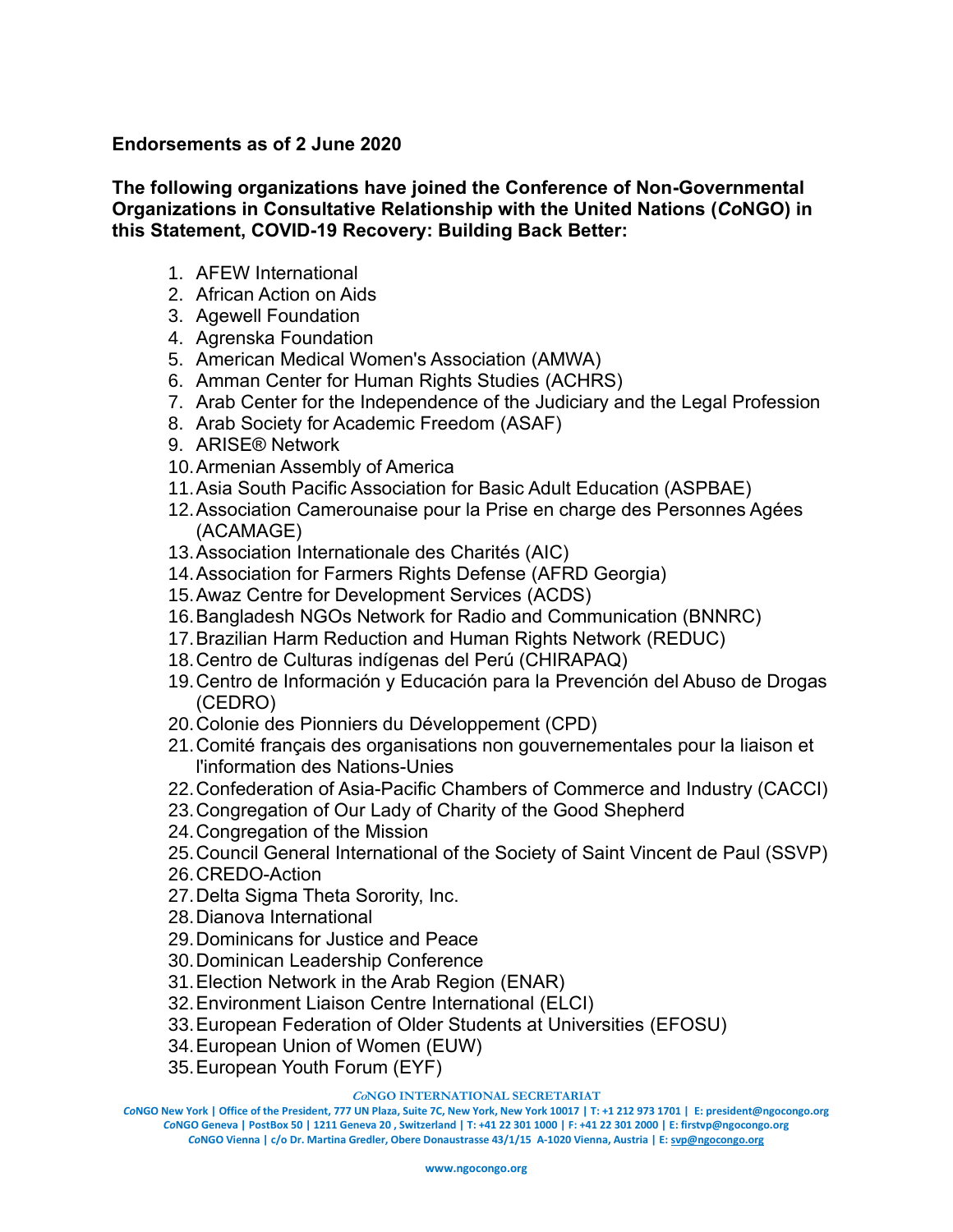**Endorsements as of 2 June 2020**

**The following organizations have joined the Conference of Non-Governmental Organizations in Consultative Relationship with the United Nations (*Co*NGO) in this Statement, COVID-19 Recovery: Building Back Better:**

1. AFEW International
2. African Action on Aids
3. Agewell Foundation
4. Agrenska Foundation
5. American Medical Women's Association (AMWA)
6. Amman Center for Human Rights Studies (ACHRS)
7. Arab Center for the Independence of the Judiciary and the Legal Profession
8. Arab Society for Academic Freedom (ASAF)
9. ARISE® Network
10. Armenian Assembly of America
11. Asia South Pacific Association for Basic Adult Education (ASPBAE)
12. Association Camerounaise pour la Prise en charge des Personnes Agées (ACAMAGE)
13. Association Internationale des Charités (AIC)
14. Association for Farmers Rights Defense (AFRD Georgia)
15. Awaz Centre for Development Services (ACDS)
16. Bangladesh NGOs Network for Radio and Communication (BNNRC)
17. Brazilian Harm Reduction and Human Rights Network (REDUC)
18. Centro de Culturas indígenas del Perú (CHIRAPAQ)
19. Centro de Información y Educación para la Prevención del Abuso de Drogas (CEDRO)
20. Colonie des Pionniers du Développement (CPD)
21. Comité français des organisations non gouvernementales pour la liaison et l'information des Nations-Unies
22. Confederation of Asia-Pacific Chambers of Commerce and Industry (CACCI)
23. Congregation of Our Lady of Charity of the Good Shepherd
24. Congregation of the Mission
25. Council General International of the Society of Saint Vincent de Paul (SSVP)
26. CREDO-Action
27. Delta Sigma Theta Sorority, Inc.
28. Dianova International
29. Dominicans for Justice and Peace
30. Dominican Leadership Conference
31. Election Network in the Arab Region (ENAR)
32. Environment Liaison Centre International (ELCI)
33. European Federation of Older Students at Universities (EFOSU)
34. European Union of Women (EUW)
35. European Youth Forum (EYF)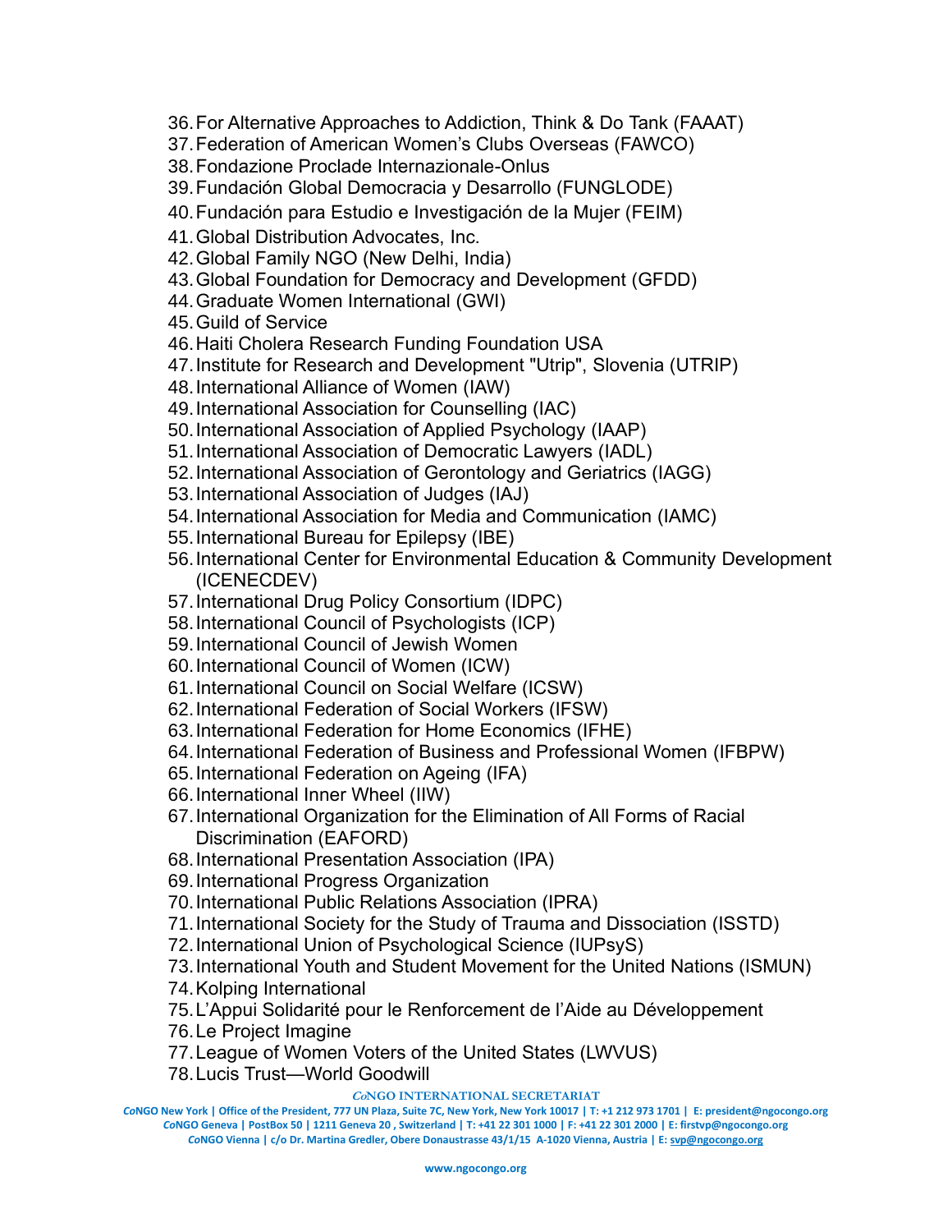36. For Alternative Approaches to Addiction, Think & Do Tank (FAAAT)
37. Federation of American Women's Clubs Overseas (FAWCO)
38. Fondazione Proclade Internazionale-Onlus
39. Fundación Global Democracia y Desarrollo (FUNGLODE)
40. Fundación para Estudio e Investigación de la Mujer (FEIM)
41. Global Distribution Advocates, Inc.
42. Global Family NGO (New Delhi, India)
43. Global Foundation for Democracy and Development (GFDD)
44. Graduate Women International (GWI)
45. Guild of Service
46. Haiti Cholera Research Funding Foundation USA
47. Institute for Research and Development "Utrip", Slovenia (UTRIP)
48. International Alliance of Women (IAW)
49. International Association for Counselling (IAC)
50. International Association of Applied Psychology (IAAP)
51. International Association of Democratic Lawyers (IADL)
52. International Association of Gerontology and Geriatrics (IAGG)
53. International Association of Judges (IAJ)
54. International Association for Media and Communication (IAMC)
55. International Bureau for Epilepsy (IBE)
56. International Center for Environmental Education & Community Development (ICENECDEV)
57. International Drug Policy Consortium (IDPC)
58. International Council of Psychologists (ICP)
59. International Council of Jewish Women
60. International Council of Women (ICW)
61. International Council on Social Welfare (ICSW)
62. International Federation of Social Workers (IFSW)
63. International Federation for Home Economics (IFHE)
64. International Federation of Business and Professional Women (IFBPW)
65. International Federation on Ageing (IFA)
66. International Inner Wheel (IIW)
67. International Organization for the Elimination of All Forms of Racial Discrimination (EAFORD)
68. International Presentation Association (IPA)
69. International Progress Organization
70. International Public Relations Association (IPRA)
71. International Society for the Study of Trauma and Dissociation (ISSTD)
72. International Union of Psychological Science (IUPsyS)
73. International Youth and Student Movement for the United Nations (ISMUN)
74. Kolping International
75. L'Appui Solidarité pour le Renforcement de l'Aide au Développement
76. Le Project Imagine
77. League of Women Voters of the United States (LWVUS)
78. Lucis Trust—World Goodwill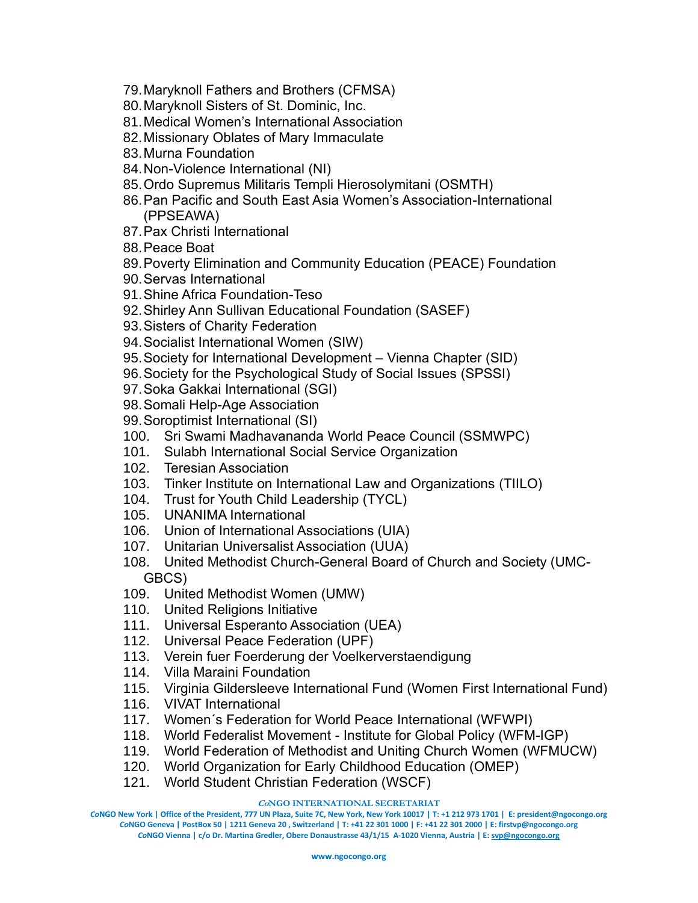79. Maryknoll Fathers and Brothers (CFMSA)
80. Maryknoll Sisters of St. Dominic, Inc.
81. Medical Women's International Association
82. Missionary Oblates of Mary Immaculate
83. Murna Foundation
84. Non-Violence International (NI)
85. Ordo Supremus Militaris Templi Hierosolymitani (OSMTH)
86. Pan Pacific and South East Asia Women's Association-International (PPSEAWA)
87. Pax Christi International
88. Peace Boat
89. Poverty Elimination and Community Education (PEACE) Foundation
90. Servas International
91. Shine Africa Foundation-Teso
92. Shirley Ann Sullivan Educational Foundation (SASEF)
93. Sisters of Charity Federation
94. Socialist International Women (SIW)
95. Society for International Development – Vienna Chapter (SID)
96. Society for the Psychological Study of Social Issues (SPSSI)
97. Soka Gakkai International (SGI)
98. Somali Help-Age Association
99. Soroptimist International (SI)
100. Sri Swami Madhavananda World Peace Council (SSMWPC)
101. Sulabh International Social Service Organization
102. Teresian Association
103. Tinker Institute on International Law and Organizations (TIILO)
104. Trust for Youth Child Leadership (TYCL)
105. UNANIMA International
106. Union of International Associations (UIA)
107. Unitarian Universalist Association (UUA)
108. United Methodist Church-General Board of Church and Society (UMC-GBCS)
109. United Methodist Women (UMW)
110. United Religions Initiative
111. Universal Esperanto Association (UEA)
112. Universal Peace Federation (UPF)
113. Verein fuer Foerderung der Voelkerverstaendigung
114. Villa Maraini Foundation
115. Virginia Gildersleeve International Fund (Women First International Fund)
116. VIVAT International
117. Women´s Federation for World Peace International (WFWPI)
118. World Federalist Movement - Institute for Global Policy (WFM-IGP)
119. World Federation of Methodist and Uniting Church Women (WFMUCW)
120. World Organization for Early Childhood Education (OMEP)
121. World Student Christian Federation (WSCF)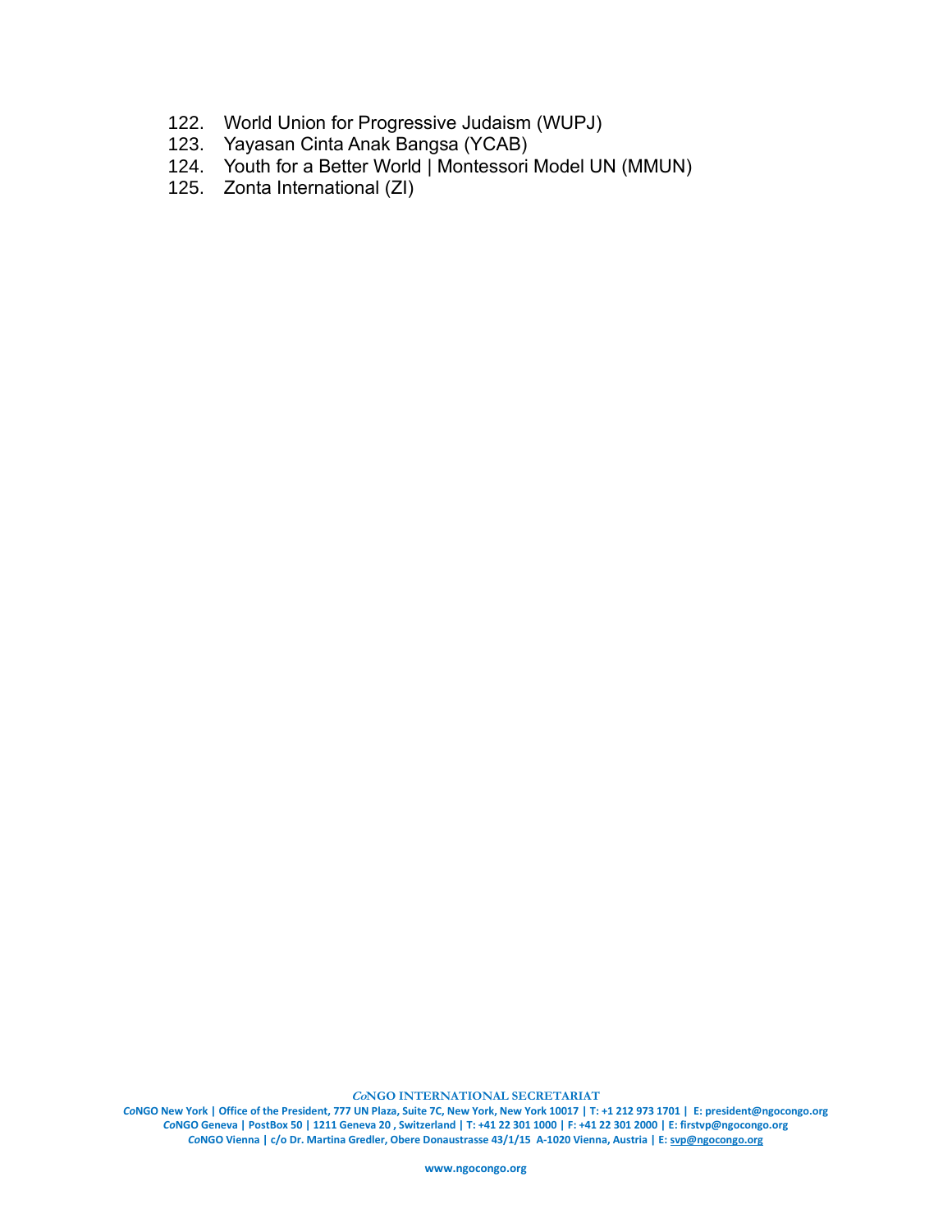122. World Union for Progressive Judaism (WUPJ)
123. Yayasan Cinta Anak Bangsa (YCAB)
124. Youth for a Better World | Montessori Model UN (MMUN)
125. Zonta International (ZI)